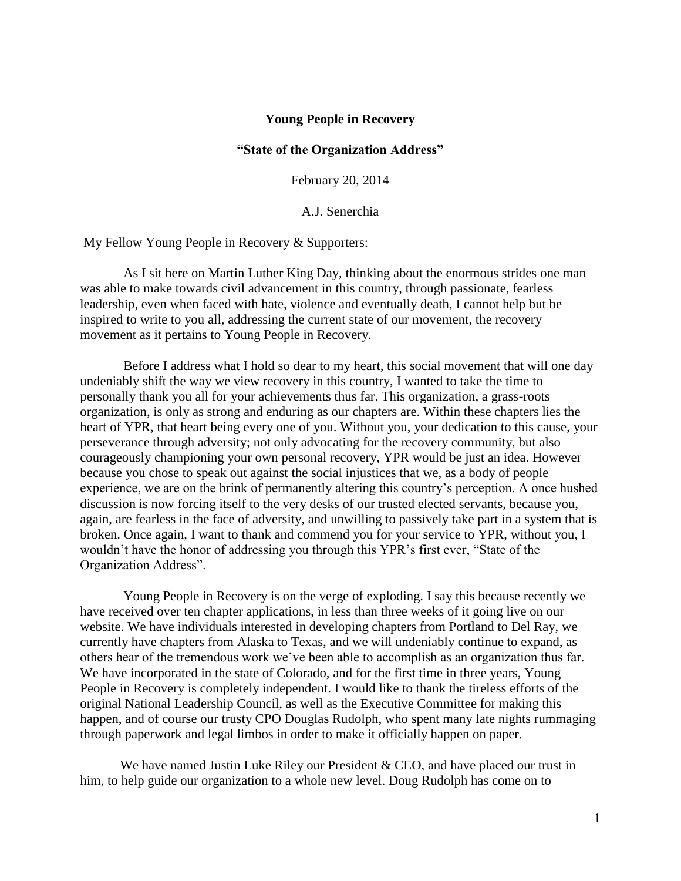**Young People in Recovery**

**"State of the Organization Address"**

February 20, 2014

A.J. Senerchia

My Fellow Young People in Recovery & Supporters:

As I sit here on Martin Luther King Day, thinking about the enormous strides one man was able to make towards civil advancement in this country, through passionate, fearless leadership, even when faced with hate, violence and eventually death, I cannot help but be inspired to write to you all, addressing the current state of our movement, the recovery movement as it pertains to Young People in Recovery.

Before I address what I hold so dear to my heart, this social movement that will one day undeniably shift the way we view recovery in this country, I wanted to take the time to personally thank you all for your achievements thus far. This organization, a grass-roots organization, is only as strong and enduring as our chapters are. Within these chapters lies the heart of YPR, that heart being every one of you. Without you, your dedication to this cause, your perseverance through adversity; not only advocating for the recovery community, but also courageously championing your own personal recovery, YPR would be just an idea. However because you chose to speak out against the social injustices that we, as a body of people experience, we are on the brink of permanently altering this country's perception. A once hushed discussion is now forcing itself to the very desks of our trusted elected servants, because you, again, are fearless in the face of adversity, and unwilling to passively take part in a system that is broken. Once again, I want to thank and commend you for your service to YPR, without you, I wouldn't have the honor of addressing you through this YPR's first ever, "State of the Organization Address".

Young People in Recovery is on the verge of exploding. I say this because recently we have received over ten chapter applications, in less than three weeks of it going live on our website. We have individuals interested in developing chapters from Portland to Del Ray, we currently have chapters from Alaska to Texas, and we will undeniably continue to expand, as others hear of the tremendous work we've been able to accomplish as an organization thus far. We have incorporated in the state of Colorado, and for the first time in three years, Young People in Recovery is completely independent. I would like to thank the tireless efforts of the original National Leadership Council, as well as the Executive Committee for making this happen, and of course our trusty CPO Douglas Rudolph, who spent many late nights rummaging through paperwork and legal limbos in order to make it officially happen on paper.

We have named Justin Luke Riley our President & CEO, and have placed our trust in him, to help guide our organization to a whole new level. Doug Rudolph has come on to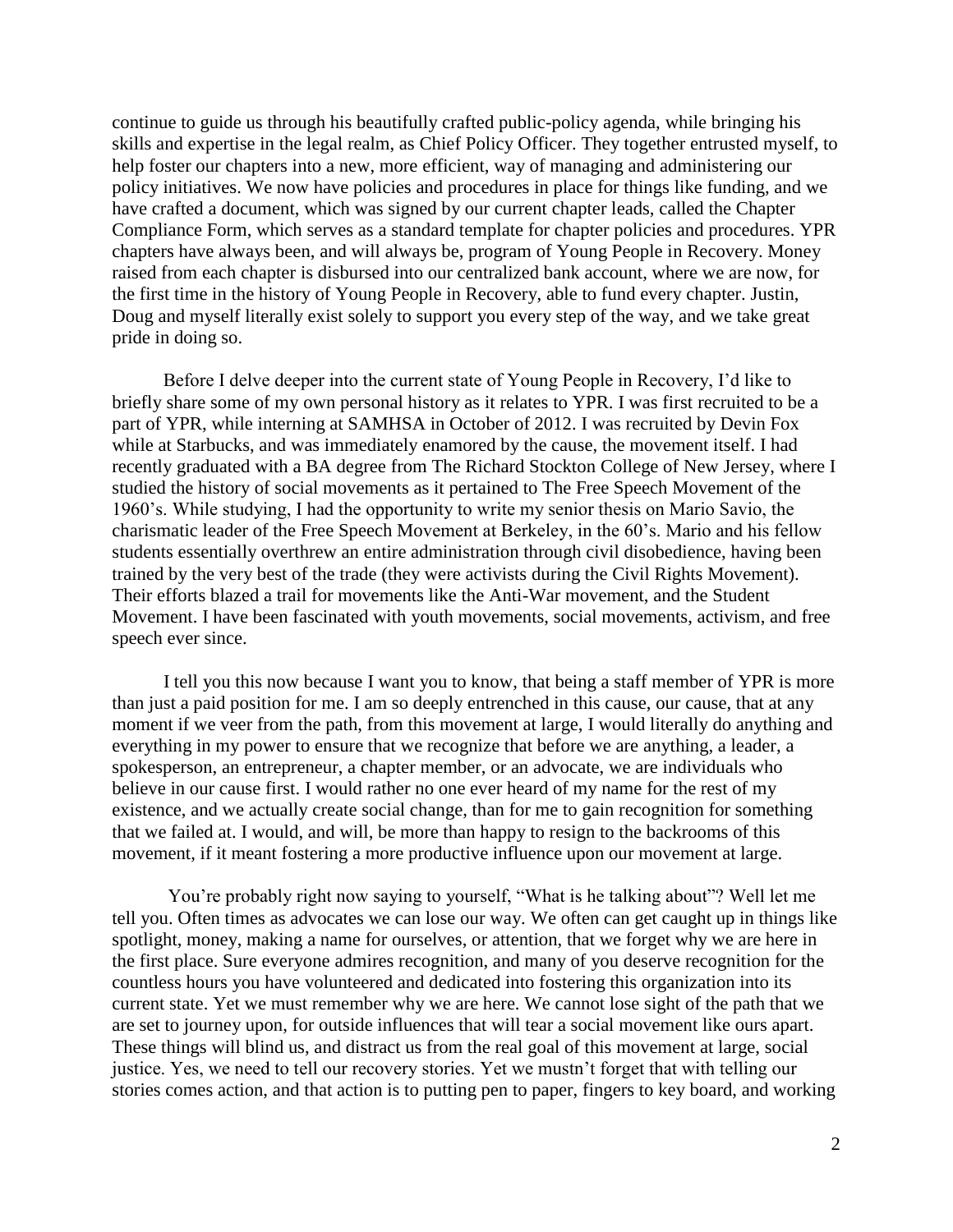continue to guide us through his beautifully crafted public-policy agenda, while bringing his skills and expertise in the legal realm, as Chief Policy Officer. They together entrusted myself, to help foster our chapters into a new, more efficient, way of managing and administering our policy initiatives. We now have policies and procedures in place for things like funding, and we have crafted a document, which was signed by our current chapter leads, called the Chapter Compliance Form, which serves as a standard template for chapter policies and procedures. YPR chapters have always been, and will always be, program of Young People in Recovery. Money raised from each chapter is disbursed into our centralized bank account, where we are now, for the first time in the history of Young People in Recovery, able to fund every chapter. Justin, Doug and myself literally exist solely to support you every step of the way, and we take great pride in doing so.

Before I delve deeper into the current state of Young People in Recovery, I'd like to briefly share some of my own personal history as it relates to YPR. I was first recruited to be a part of YPR, while interning at SAMHSA in October of 2012. I was recruited by Devin Fox while at Starbucks, and was immediately enamored by the cause, the movement itself. I had recently graduated with a BA degree from The Richard Stockton College of New Jersey, where I studied the history of social movements as it pertained to The Free Speech Movement of the 1960's. While studying, I had the opportunity to write my senior thesis on Mario Savio, the charismatic leader of the Free Speech Movement at Berkeley, in the 60's. Mario and his fellow students essentially overthrew an entire administration through civil disobedience, having been trained by the very best of the trade (they were activists during the Civil Rights Movement). Their efforts blazed a trail for movements like the Anti-War movement, and the Student Movement. I have been fascinated with youth movements, social movements, activism, and free speech ever since.

I tell you this now because I want you to know, that being a staff member of YPR is more than just a paid position for me. I am so deeply entrenched in this cause, our cause, that at any moment if we veer from the path, from this movement at large, I would literally do anything and everything in my power to ensure that we recognize that before we are anything, a leader, a spokesperson, an entrepreneur, a chapter member, or an advocate, we are individuals who believe in our cause first. I would rather no one ever heard of my name for the rest of my existence, and we actually create social change, than for me to gain recognition for something that we failed at. I would, and will, be more than happy to resign to the backrooms of this movement, if it meant fostering a more productive influence upon our movement at large.

You're probably right now saying to yourself, "What is he talking about"? Well let me tell you. Often times as advocates we can lose our way. We often can get caught up in things like spotlight, money, making a name for ourselves, or attention, that we forget why we are here in the first place. Sure everyone admires recognition, and many of you deserve recognition for the countless hours you have volunteered and dedicated into fostering this organization into its current state. Yet we must remember why we are here. We cannot lose sight of the path that we are set to journey upon, for outside influences that will tear a social movement like ours apart. These things will blind us, and distract us from the real goal of this movement at large, social justice. Yes, we need to tell our recovery stories. Yet we mustn't forget that with telling our stories comes action, and that action is to putting pen to paper, fingers to key board, and working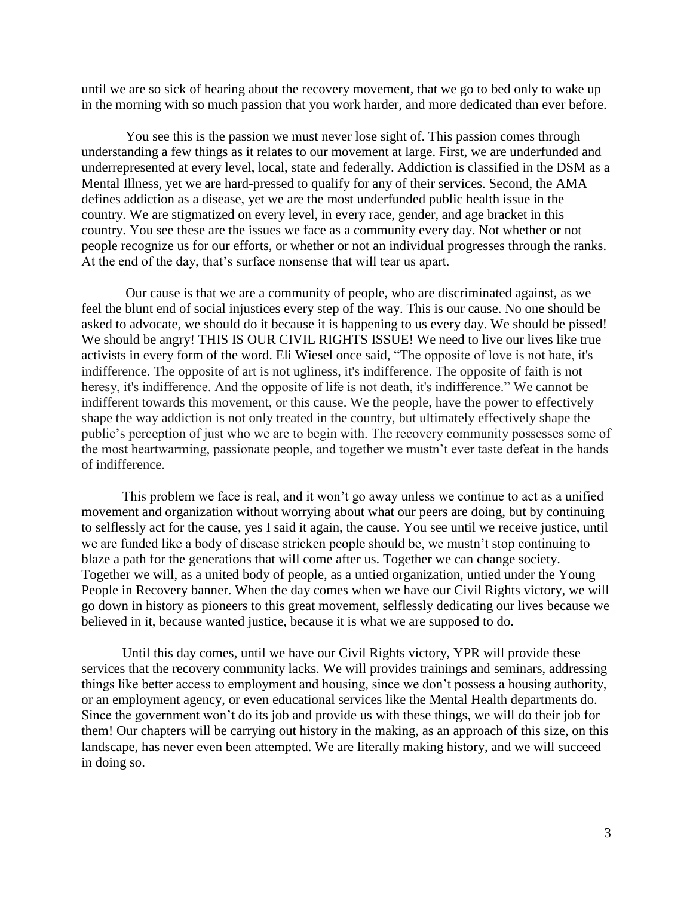until we are so sick of hearing about the recovery movement, that we go to bed only to wake up in the morning with so much passion that you work harder, and more dedicated than ever before.

You see this is the passion we must never lose sight of. This passion comes through understanding a few things as it relates to our movement at large. First, we are underfunded and underrepresented at every level, local, state and federally. Addiction is classified in the DSM as a Mental Illness, yet we are hard-pressed to qualify for any of their services. Second, the AMA defines addiction as a disease, yet we are the most underfunded public health issue in the country. We are stigmatized on every level, in every race, gender, and age bracket in this country. You see these are the issues we face as a community every day. Not whether or not people recognize us for our efforts, or whether or not an individual progresses through the ranks. At the end of the day, that's surface nonsense that will tear us apart.

Our cause is that we are a community of people, who are discriminated against, as we feel the blunt end of social injustices every step of the way. This is our cause. No one should be asked to advocate, we should do it because it is happening to us every day. We should be pissed! We should be angry! THIS IS OUR CIVIL RIGHTS ISSUE! We need to live our lives like true activists in every form of the word. Eli Wiesel once said, "The opposite of love is not hate, it's indifference. The opposite of art is not ugliness, it's indifference. The opposite of faith is not heresy, it's indifference. And the opposite of life is not death, it's indifference." We cannot be indifferent towards this movement, or this cause. We the people, have the power to effectively shape the way addiction is not only treated in the country, but ultimately effectively shape the public's perception of just who we are to begin with. The recovery community possesses some of the most heartwarming, passionate people, and together we mustn't ever taste defeat in the hands of indifference.

This problem we face is real, and it won't go away unless we continue to act as a unified movement and organization without worrying about what our peers are doing, but by continuing to selflessly act for the cause, yes I said it again, the cause. You see until we receive justice, until we are funded like a body of disease stricken people should be, we mustn't stop continuing to blaze a path for the generations that will come after us. Together we can change society. Together we will, as a united body of people, as a untied organization, untied under the Young People in Recovery banner. When the day comes when we have our Civil Rights victory, we will go down in history as pioneers to this great movement, selflessly dedicating our lives because we believed in it, because wanted justice, because it is what we are supposed to do.

Until this day comes, until we have our Civil Rights victory, YPR will provide these services that the recovery community lacks. We will provides trainings and seminars, addressing things like better access to employment and housing, since we don't possess a housing authority, or an employment agency, or even educational services like the Mental Health departments do. Since the government won't do its job and provide us with these things, we will do their job for them! Our chapters will be carrying out history in the making, as an approach of this size, on this landscape, has never even been attempted. We are literally making history, and we will succeed in doing so.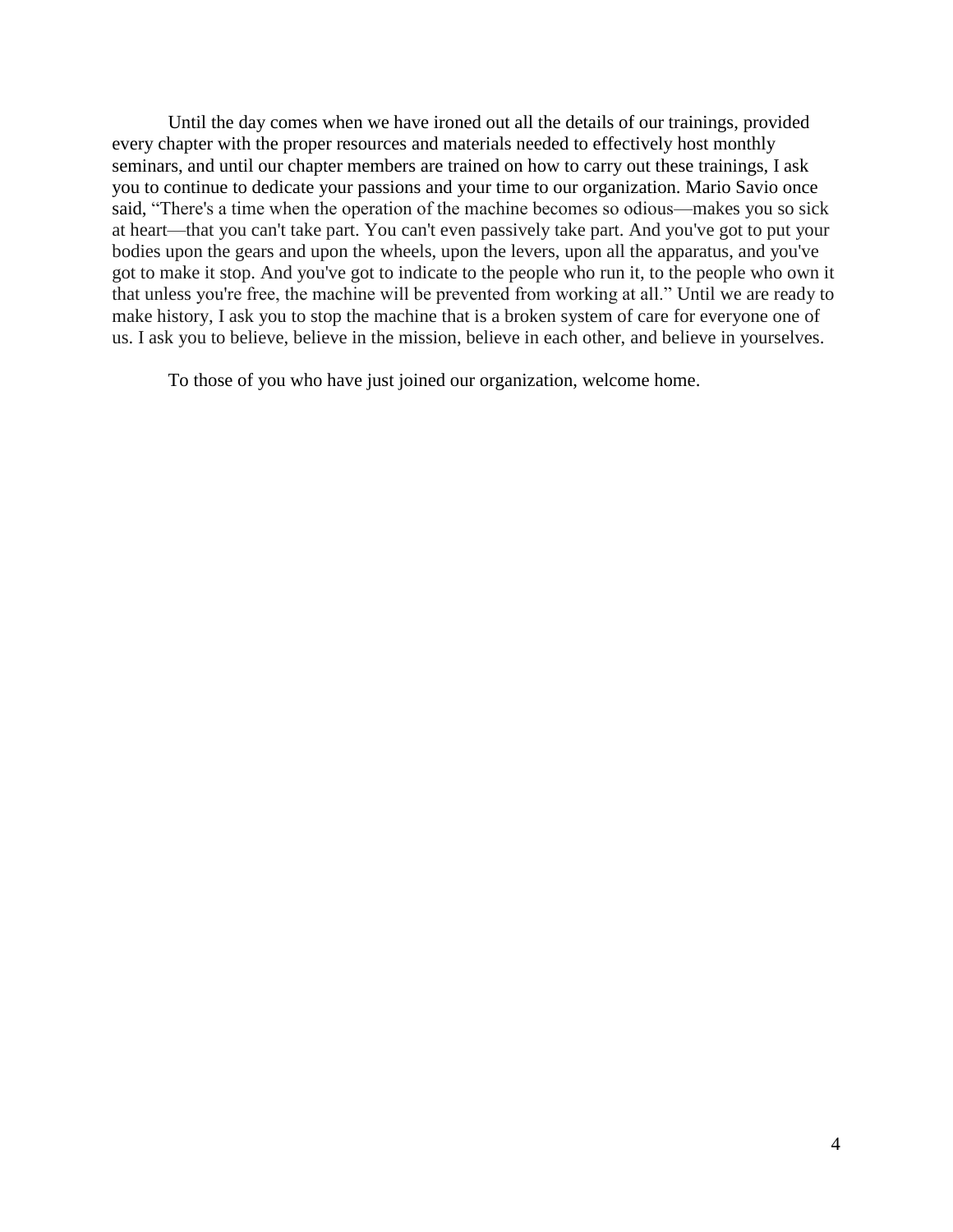Until the day comes when we have ironed out all the details of our trainings, provided every chapter with the proper resources and materials needed to effectively host monthly seminars, and until our chapter members are trained on how to carry out these trainings, I ask you to continue to dedicate your passions and your time to our organization. Mario Savio once said, "There's a time when the operation of the machine becomes so odious—makes you so sick at heart—that you can't take part. You can't even passively take part. And you've got to put your bodies upon the gears and upon the wheels, upon the levers, upon all the apparatus, and you've got to make it stop. And you've got to indicate to the people who run it, to the people who own it that unless you're free, the machine will be prevented from working at all." Until we are ready to make history, I ask you to stop the machine that is a broken system of care for everyone one of us. I ask you to believe, believe in the mission, believe in each other, and believe in yourselves.

To those of you who have just joined our organization, welcome home.